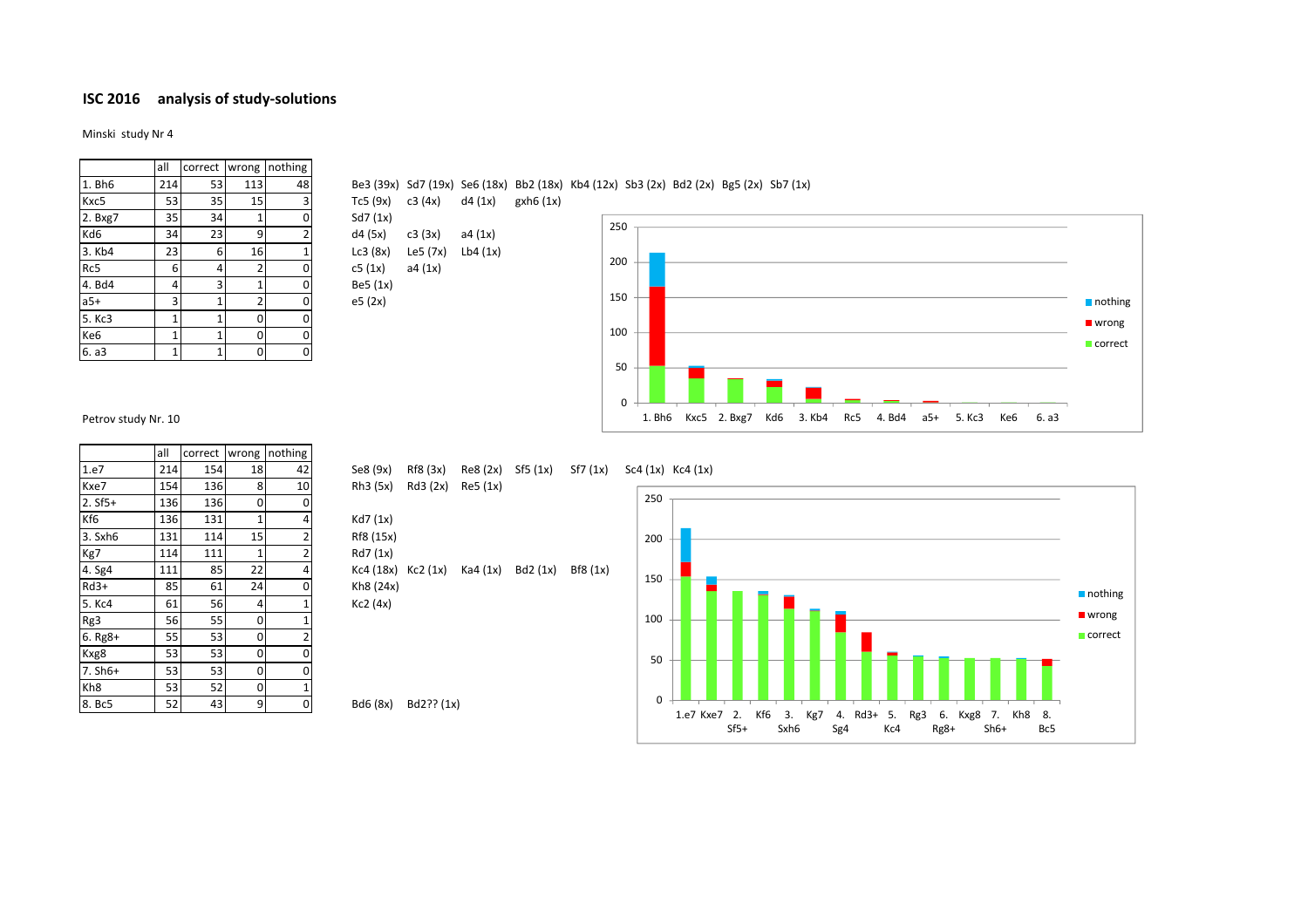## ISC 2016 analysis of study-solutions

Minski study Nr 4

| | all | correct | wrong | nothing | |
|---|---|---|---|---|---|
| 1. Bh6 | 214 | 53 | 113 | 48 | Be3 (39x) Sd7 (19x) Se6 (18x) Bb2 (18x) Kb4 (12x) Sb3 (2x) Bd2 (2x) Bg5 (2x) Sb7 (1x) |
| Kxc5 | 53 | 35 | 15 | 3 | Tc5 (9x) c3 (4x) d4 (1x) gxh6 (1x) |
| 2. Bxg7 | 35 | 34 | 1 | 0 | Sd7 (1x) |
| Kd6 | 34 | 23 | 9 | 2 | d4 (5x) c3 (3x) a4 (1x) |
| 3. Kb4 | 23 | 6 | 16 | 1 | Lc3 (8x) Le5 (7x) Lb4 (1x) |
| Rc5 | 6 | 4 | 2 | 0 | c5 (1x) a4 (1x) |
| 4. Bd4 | 4 | 3 | 1 | 0 | Be5 (1x) |
| a5+ | 3 | 1 | 2 | 0 | e5 (2x) |
| 5. Kc3 | 1 | 1 | 0 | 0 | |
| Ke6 | 1 | 1 | 0 | 0 | |
| 6. a3 | 1 | 1 | 0 | 0 | |

Petrov study Nr. 10

| | all | correct | wrong | nothing | |
|---|---|---|---|---|---|
| 1.e7 | 214 | 154 | 18 | 42 | Se8 (9x) Rf8 (3x) Re8 (2x) Sf5 (1x) Sf7 (1x) Sc4 (1x) Kc4 (1x) |
| Kxe7 | 154 | 136 | 8 | 10 | Rh3 (5x) Rd3 (2x) Re5 (1x) |
| 2. Sf5+ | 136 | 136 | 0 | 0 | |
| Kf6 | 136 | 131 | 1 | 4 | Kd7 (1x) |
| 3. Sxh6 | 131 | 114 | 15 | 2 | Rf8 (15x) |
| Kg7 | 114 | 111 | 1 | 2 | Rd7 (1x) |
| 4. Sg4 | 111 | 85 | 22 | 4 | Kc4 (18x) Kc2 (1x) Ka4 (1x) Bd2 (1x) Bf8 (1x) |
| Rd3+ | 85 | 61 | 24 | 0 | Kh8 (24x) |
| 5. Kc4 | 61 | 56 | 4 | 1 | Kc2 (4x) |
| Rg3 | 56 | 55 | 0 | 1 | |
| 6. Rg8+ | 55 | 53 | 0 | 2 | |
| Kxg8 | 53 | 53 | 0 | 0 | |
| 7. Sh6+ | 53 | 53 | 0 | 0 | |
| Kh8 | 53 | 52 | 0 | 1 | |
| 8. Bc5 | 52 | 43 | 9 | 0 | Bd6 (8x) Bd2?? (1x) |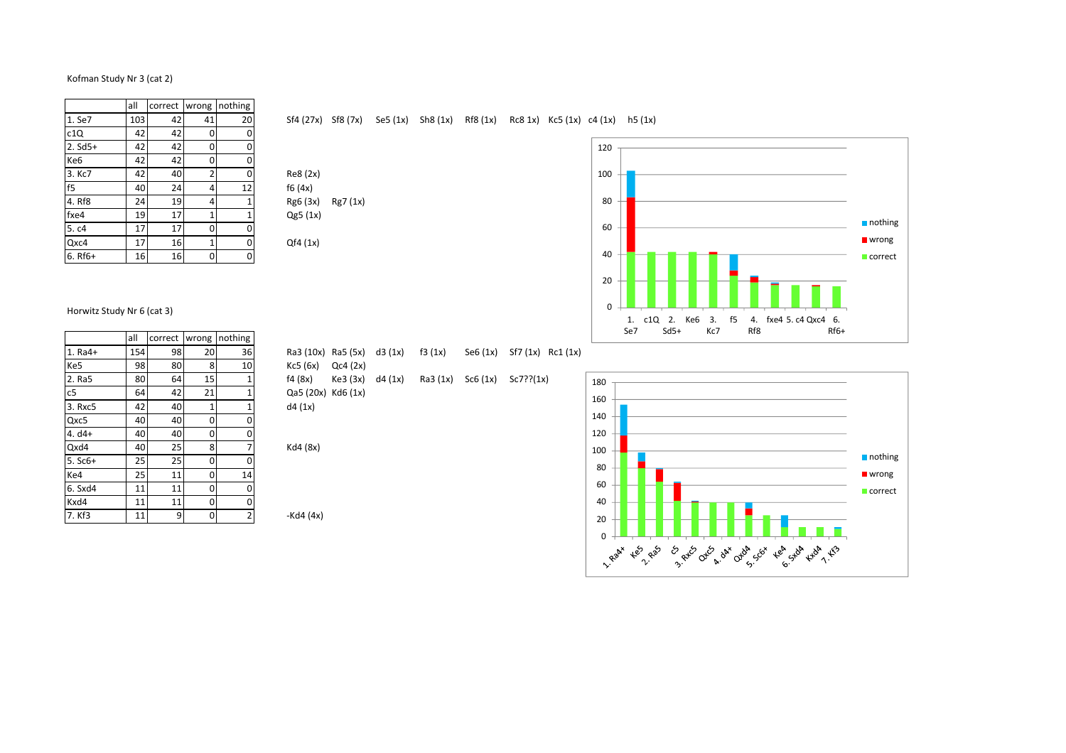Kofman Study Nr 3 (cat 2)

| | all | correct | wrong | nothing |
|---|---|---|---|---|
| 1. Se7 | 103 | 42 | 41 | 20 |
| c1Q | 42 | 42 | 0 | 0 |
| 2. Sd5+ | 42 | 42 | 0 | 0 |
| Ke6 | 42 | 42 | 0 | 0 |
| 3. Kc7 | 42 | 40 | 2 | 0 |
| f5 | 40 | 24 | 4 | 12 |
| 4. Rf8 | 24 | 19 | 4 | 1 |
| fxe4 | 19 | 17 | 1 | 1 |
| 5. c4 | 17 | 17 | 0 | 0 |
| Qxc4 | 17 | 16 | 1 | 0 |
| 6. Rf6+ | 16 | 16 | 0 | 0 |

Sf4 (27x) Sf8 (7x) Se5 (1x) Sh8 (1x) Rf8 (1x) Rc8 1x) Kc5 (1x) c4 (1x) h5 (1x)

Re8 (2x)

f6 (4x)

Rg6 (3x) Rg7 (1x)

Qg5 (1x)

Qf4 (1x)

120
100
80
60
40
20
0
1. Se7
c1Q
2. Sd5+
Ke6
3. Kc7
f5
4. Rf8
fxe4
5. c4
Qxc4
6. Rf6+
nothing
wrong
correct

Horwitz Study Nr 6 (cat 3)

| | all | correct | wrong | nothing |
|---|---|---|---|---|
| 1. Ra4+ | 154 | 98 | 20 | 36 |
| Ke5 | 98 | 80 | 8 | 10 |
| 2. Ra5 | 80 | 64 | 15 | 1 |
| c5 | 64 | 42 | 21 | 1 |
| 3. Rxc5 | 42 | 40 | 1 | 1 |
| Qxc5 | 40 | 40 | 0 | 0 |
| 4. d4+ | 40 | 40 | 0 | 0 |
| Qxd4 | 40 | 25 | 8 | 7 |
| 5. Sc6+ | 25 | 25 | 0 | 0 |
| Ke4 | 25 | 11 | 0 | 14 |
| 6. Sxd4 | 11 | 11 | 0 | 0 |
| Kxd4 | 11 | 11 | 0 | 0 |
| 7. Kf3 | 11 | 9 | 0 | 2 |

Ra3 (10x) Ra5 (5x) d3 (1x) f3 (1x) Se6 (1x) Sf7 (1x) Rc1 (1x)

Kc5 (6x) Qc4 (2x)

f4 (8x) Ke3 (3x) d4 (1x) Ra3 (1x) Sc6 (1x) Sc7??(1x)

Qa5 (20x) Kd6 (1x)

d4 (1x)

Kd4 (8x)

-Kd4 (4x)

180
160
140
120
100
80
60
40
20
0
1. Ra4+
Ke5
2. Ra5
c5
3. Rxc5
Qxc5
4. d4+
Qxd4
5. Sc6+
Ke4
6. Sxd4
Kxd4
7. Kf3
nothing
wrong
correct